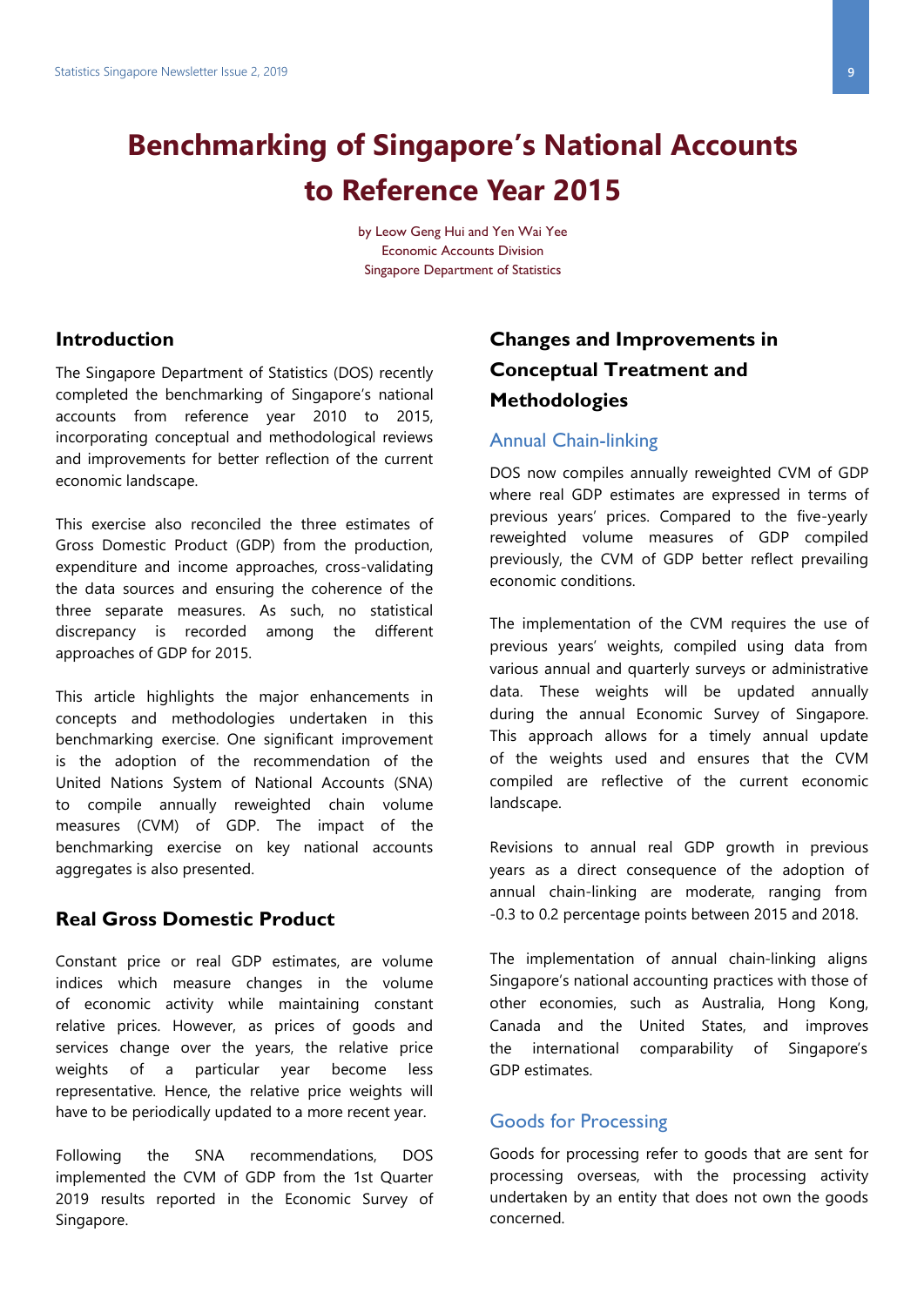# Benchmarking of Singapore's National Accounts to Reference Year 2015

by Leow Geng Hui and Yen Wai Yee
Economic Accounts Division
Singapore Department of Statistics

## Introduction

The Singapore Department of Statistics (DOS) recently completed the benchmarking of Singapore's national accounts from reference year 2010 to 2015, incorporating conceptual and methodological reviews and improvements for better reflection of the current economic landscape.

This exercise also reconciled the three estimates of Gross Domestic Product (GDP) from the production, expenditure and income approaches, cross-validating the data sources and ensuring the coherence of the three separate measures. As such, no statistical discrepancy is recorded among the different approaches of GDP for 2015.

This article highlights the major enhancements in concepts and methodologies undertaken in this benchmarking exercise. One significant improvement is the adoption of the recommendation of the United Nations System of National Accounts (SNA) to compile annually reweighted chain volume measures (CVM) of GDP. The impact of the benchmarking exercise on key national accounts aggregates is also presented.

## Real Gross Domestic Product

Constant price or real GDP estimates, are volume indices which measure changes in the volume of economic activity while maintaining constant relative prices. However, as prices of goods and services change over the years, the relative price weights of a particular year become less representative. Hence, the relative price weights will have to be periodically updated to a more recent year.

Following the SNA recommendations, DOS implemented the CVM of GDP from the 1st Quarter 2019 results reported in the Economic Survey of Singapore.

## Changes and Improvements in Conceptual Treatment and Methodologies

### Annual Chain-linking

DOS now compiles annually reweighted CVM of GDP where real GDP estimates are expressed in terms of previous years' prices. Compared to the five-yearly reweighted volume measures of GDP compiled previously, the CVM of GDP better reflect prevailing economic conditions.

The implementation of the CVM requires the use of previous years' weights, compiled using data from various annual and quarterly surveys or administrative data. These weights will be updated annually during the annual Economic Survey of Singapore. This approach allows for a timely annual update of the weights used and ensures that the CVM compiled are reflective of the current economic landscape.

Revisions to annual real GDP growth in previous years as a direct consequence of the adoption of annual chain-linking are moderate, ranging from -0.3 to 0.2 percentage points between 2015 and 2018.

The implementation of annual chain-linking aligns Singapore's national accounting practices with those of other economies, such as Australia, Hong Kong, Canada and the United States, and improves the international comparability of Singapore's GDP estimates.

### Goods for Processing

Goods for processing refer to goods that are sent for processing overseas, with the processing activity undertaken by an entity that does not own the goods concerned.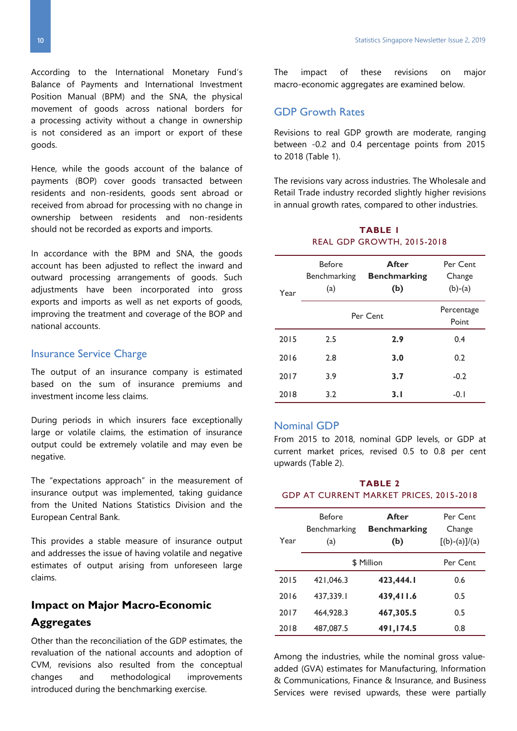According to the International Monetary Fund's Balance of Payments and International Investment Position Manual (BPM) and the SNA, the physical movement of goods across national borders for a processing activity without a change in ownership is not considered as an import or export of these goods.

Hence, while the goods account of the balance of payments (BOP) cover goods transacted between residents and non-residents, goods sent abroad or received from abroad for processing with no change in ownership between residents and non-residents should not be recorded as exports and imports.

In accordance with the BPM and SNA, the goods account has been adjusted to reflect the inward and outward processing arrangements of goods. Such adjustments have been incorporated into gross exports and imports as well as net exports of goods, improving the treatment and coverage of the BOP and national accounts.

### Insurance Service Charge

The output of an insurance company is estimated based on the sum of insurance premiums and investment income less claims.

During periods in which insurers face exceptionally large or volatile claims, the estimation of insurance output could be extremely volatile and may even be negative.

The "expectations approach" in the measurement of insurance output was implemented, taking guidance from the United Nations Statistics Division and the European Central Bank.

This provides a stable measure of insurance output and addresses the issue of having volatile and negative estimates of output arising from unforeseen large claims.

## Impact on Major Macro-Economic Aggregates

Other than the reconciliation of the GDP estimates, the revaluation of the national accounts and adoption of CVM, revisions also resulted from the conceptual changes and methodological improvements introduced during the benchmarking exercise.

The impact of these revisions on major macro-economic aggregates are examined below.

### GDP Growth Rates

Revisions to real GDP growth are moderate, ranging between -0.2 and 0.4 percentage points from 2015 to 2018 (Table 1).

The revisions vary across industries. The Wholesale and Retail Trade industry recorded slightly higher revisions in annual growth rates, compared to other industries.

**TABLE 1**
REAL GDP GROWTH, 2015-2018

| Year | Before Benchmarking (a) | **After Benchmarking (b)** | Per Cent Change (b)-(a) |
|---|---|---|---|
| | Per Cent | | Percentage Point |
| 2015 | 2.5 | **2.9** | 0.4 |
| 2016 | 2.8 | **3.0** | 0.2 |
| 2017 | 3.9 | **3.7** | -0.2 |
| 2018 | 3.2 | **3.1** | -0.1 |

### Nominal GDP

From 2015 to 2018, nominal GDP levels, or GDP at current market prices, revised 0.5 to 0.8 per cent upwards (Table 2).

**TABLE 2**
GDP AT CURRENT MARKET PRICES, 2015-2018

| Year | Before Benchmarking (a) | **After Benchmarking (b)** | Per Cent Change [(b)-(a)]/(a) |
|---|---|---|---|
| | $ Million | | Per Cent |
| 2015 | 421,046.3 | **423,444.1** | 0.6 |
| 2016 | 437,339.1 | **439,411.6** | 0.5 |
| 2017 | 464,928.3 | **467,305.5** | 0.5 |
| 2018 | 487,087.5 | **491,174.5** | 0.8 |

Among the industries, while the nominal gross value-added (GVA) estimates for Manufacturing, Information & Communications, Finance & Insurance, and Business Services were revised upwards, these were partially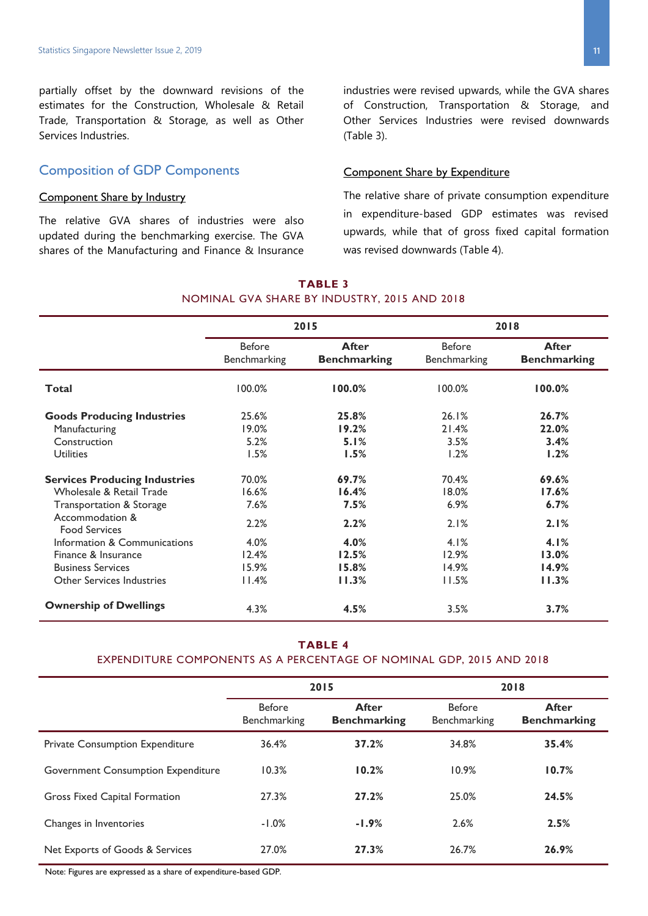partially offset by the downward revisions of the estimates for the Construction, Wholesale & Retail Trade, Transportation & Storage, as well as Other Services Industries.

## Composition of GDP Components

### Component Share by Industry

The relative GVA shares of industries were also updated during the benchmarking exercise. The GVA shares of the Manufacturing and Finance & Insurance industries were revised upwards, while the GVA shares of Construction, Transportation & Storage, and Other Services Industries were revised downwards (Table 3).

### Component Share by Expenditure

The relative share of private consumption expenditure in expenditure-based GDP estimates was revised upwards, while that of gross fixed capital formation was revised downwards (Table 4).

**TABLE 3**
NOMINAL GVA SHARE BY INDUSTRY, 2015 AND 2018

| | 2015 | | 2018 | |
|---|---|---|---|---|
| | Before Benchmarking | **After Benchmarking** | Before Benchmarking | **After Benchmarking** |
| **Total** | 100.0% | **100.0%** | 100.0% | **100.0%** |
| **Goods Producing Industries** | 25.6% | **25.8%** | 26.1% | **26.7%** |
| Manufacturing | 19.0% | **19.2%** | 21.4% | **22.0%** |
| Construction | 5.2% | **5.1%** | 3.5% | **3.4%** |
| Utilities | 1.5% | **1.5%** | 1.2% | **1.2%** |
| **Services Producing Industries** | 70.0% | **69.7%** | 70.4% | **69.6%** |
| Wholesale & Retail Trade | 16.6% | **16.4%** | 18.0% | **17.6%** |
| Transportation & Storage | 7.6% | **7.5%** | 6.9% | **6.7%** |
| Accommodation & Food Services | 2.2% | **2.2%** | 2.1% | **2.1%** |
| Information & Communications | 4.0% | **4.0%** | 4.1% | **4.1%** |
| Finance & Insurance | 12.4% | **12.5%** | 12.9% | **13.0%** |
| Business Services | 15.9% | **15.8%** | 14.9% | **14.9%** |
| Other Services Industries | 11.4% | **11.3%** | 11.5% | **11.3%** |
| **Ownership of Dwellings** | 4.3% | **4.5%** | 3.5% | **3.7%** |

**TABLE 4**
EXPENDITURE COMPONENTS AS A PERCENTAGE OF NOMINAL GDP, 2015 AND 2018

| | 2015 | | 2018 | |
|---|---|---|---|---|
| | Before Benchmarking | **After Benchmarking** | Before Benchmarking | **After Benchmarking** |
| Private Consumption Expenditure | 36.4% | **37.2%** | 34.8% | **35.4%** |
| Government Consumption Expenditure | 10.3% | **10.2%** | 10.9% | **10.7%** |
| Gross Fixed Capital Formation | 27.3% | **27.2%** | 25.0% | **24.5%** |
| Changes in Inventories | -1.0% | **-1.9%** | 2.6% | **2.5%** |
| Net Exports of Goods & Services | 27.0% | **27.3%** | 26.7% | **26.9%** |

Note: Figures are expressed as a share of expenditure-based GDP.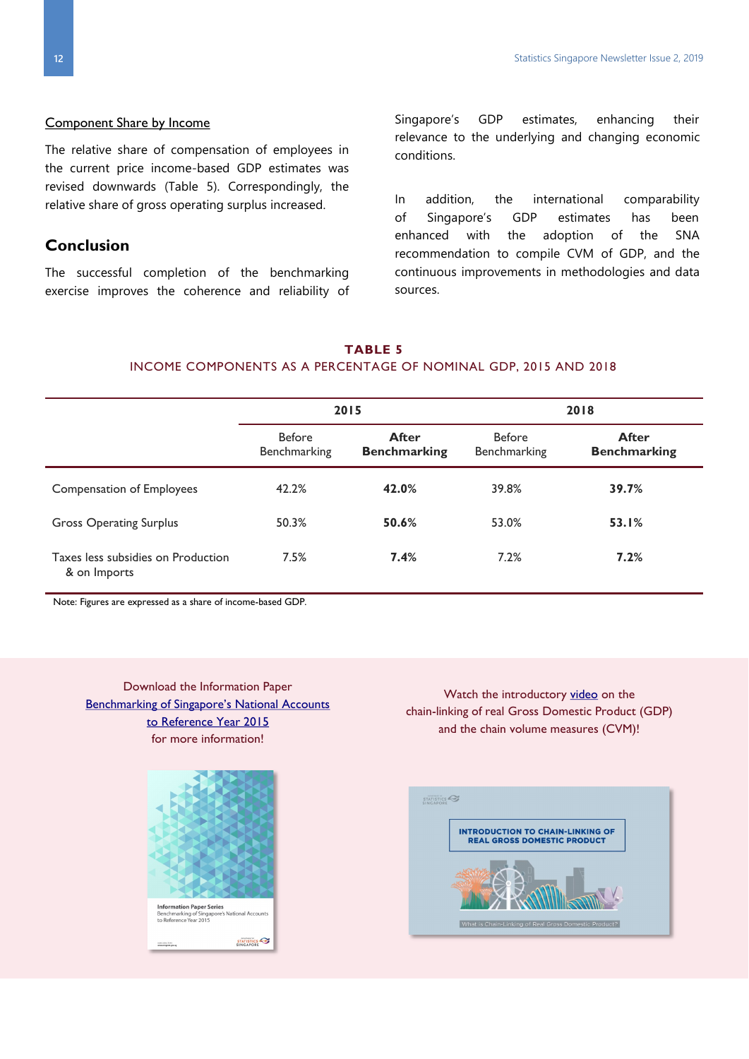### Component Share by Income

The relative share of compensation of employees in the current price income-based GDP estimates was revised downwards (Table 5). Correspondingly, the relative share of gross operating surplus increased.

## Conclusion

The successful completion of the benchmarking exercise improves the coherence and reliability of Singapore's GDP estimates, enhancing their relevance to the underlying and changing economic conditions.

In addition, the international comparability of Singapore's GDP estimates has been enhanced with the adoption of the SNA recommendation to compile CVM of GDP, and the continuous improvements in methodologies and data sources.

**TABLE 5**

INCOME COMPONENTS AS A PERCENTAGE OF NOMINAL GDP, 2015 AND 2018

| | 2015 | | 2018 | |
|---|---|---|---|---|
| | Before Benchmarking | **After Benchmarking** | Before Benchmarking | **After Benchmarking** |
| Compensation of Employees | 42.2% | **42.0%** | 39.8% | **39.7%** |
| Gross Operating Surplus | 50.3% | **50.6%** | 53.0% | **53.1%** |
| Taxes less subsidies on Production & on Imports | 7.5% | **7.4%** | 7.2% | **7.2%** |

Note: Figures are expressed as a share of income-based GDP.

Download the Information Paper [Benchmarking of Singapore's National Accounts to Reference Year 2015] for more information!

Watch the introductory [video] on the chain-linking of real Gross Domestic Product (GDP) and the chain volume measures (CVM)!